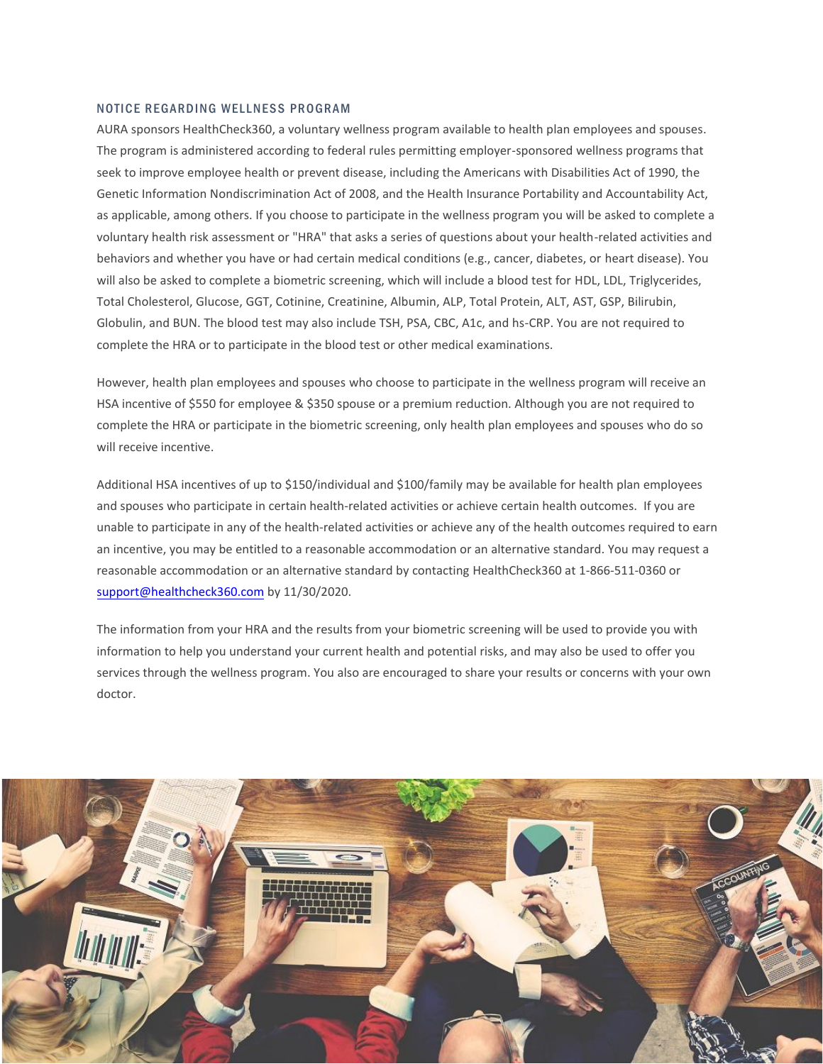## NOTICE REGARDING WELLNESS PROGRAM

AURA sponsors HealthCheck360, a voluntary wellness program available to health plan employees and spouses. The program is administered according to federal rules permitting employer-sponsored wellness programs that seek to improve employee health or prevent disease, including the Americans with Disabilities Act of 1990, the Genetic Information Nondiscrimination Act of 2008, and the Health Insurance Portability and Accountability Act, as applicable, among others. If you choose to participate in the wellness program you will be asked to complete a voluntary health risk assessment or "HRA" that asks a series of questions about your health-related activities and behaviors and whether you have or had certain medical conditions (e.g., cancer, diabetes, or heart disease). You will also be asked to complete a biometric screening, which will include a blood test for HDL, LDL, Triglycerides, Total Cholesterol, Glucose, GGT, Cotinine, Creatinine, Albumin, ALP, Total Protein, ALT, AST, GSP, Bilirubin, Globulin, and BUN. The blood test may also include TSH, PSA, CBC, A1c, and hs-CRP. You are not required to complete the HRA or to participate in the blood test or other medical examinations.

However, health plan employees and spouses who choose to participate in the wellness program will receive an HSA incentive of $550 for employee & $350 spouse or a premium reduction. Although you are not required to complete the HRA or participate in the biometric screening, only health plan employees and spouses who do so will receive incentive.

Additional HSA incentives of up to $150/individual and $100/family may be available for health plan employees and spouses who participate in certain health-related activities or achieve certain health outcomes. If you are unable to participate in any of the health-related activities or achieve any of the health outcomes required to earn an incentive, you may be entitled to a reasonable accommodation or an alternative standard. You may request a reasonable accommodation or an alternative standard by contacting HealthCheck360 at 1-866-511-0360 or support@healthcheck360.com by 11/30/2020.

The information from your HRA and the results from your biometric screening will be used to provide you with information to help you understand your current health and potential risks, and may also be used to offer you services through the wellness program. You also are encouraged to share your results or concerns with your own doctor.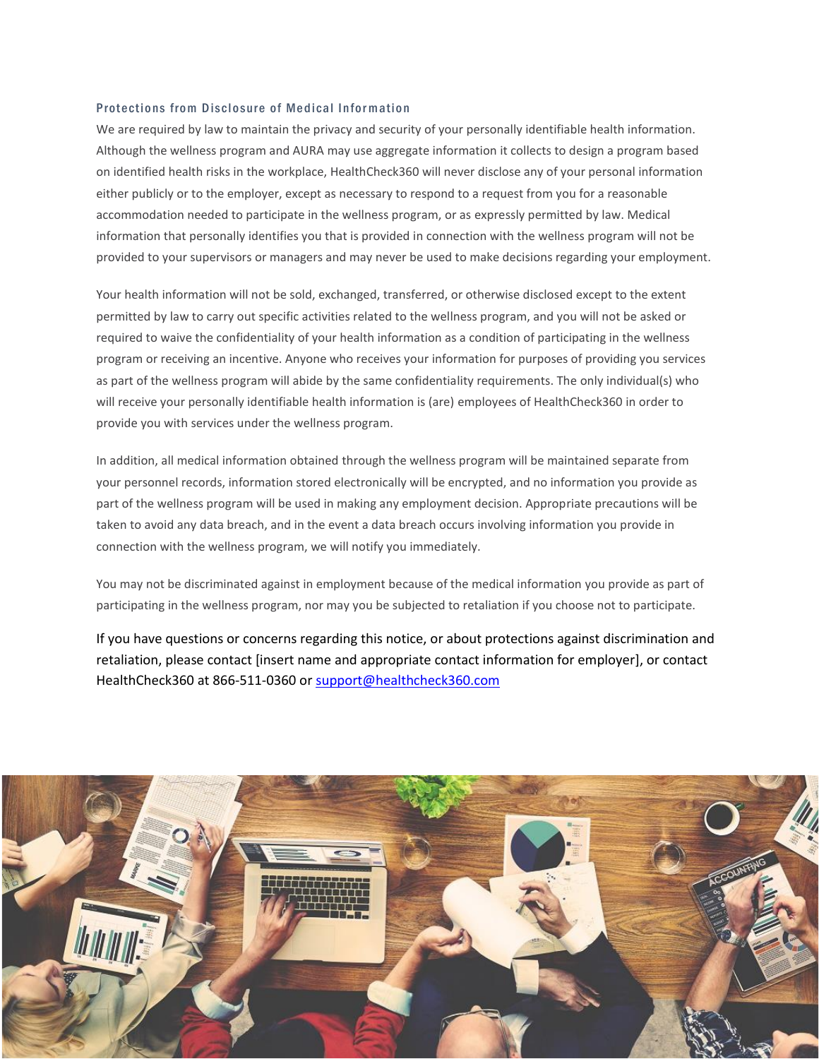### Protections from Disclosure of Medical Information

We are required by law to maintain the privacy and security of your personally identifiable health information. Although the wellness program and AURA may use aggregate information it collects to design a program based on identified health risks in the workplace, HealthCheck360 will never disclose any of your personal information either publicly or to the employer, except as necessary to respond to a request from you for a reasonable accommodation needed to participate in the wellness program, or as expressly permitted by law. Medical information that personally identifies you that is provided in connection with the wellness program will not be provided to your supervisors or managers and may never be used to make decisions regarding your employment.

Your health information will not be sold, exchanged, transferred, or otherwise disclosed except to the extent permitted by law to carry out specific activities related to the wellness program, and you will not be asked or required to waive the confidentiality of your health information as a condition of participating in the wellness program or receiving an incentive. Anyone who receives your information for purposes of providing you services as part of the wellness program will abide by the same confidentiality requirements. The only individual(s) who will receive your personally identifiable health information is (are) employees of HealthCheck360 in order to provide you with services under the wellness program.

In addition, all medical information obtained through the wellness program will be maintained separate from your personnel records, information stored electronically will be encrypted, and no information you provide as part of the wellness program will be used in making any employment decision. Appropriate precautions will be taken to avoid any data breach, and in the event a data breach occurs involving information you provide in connection with the wellness program, we will notify you immediately.

You may not be discriminated against in employment because of the medical information you provide as part of participating in the wellness program, nor may you be subjected to retaliation if you choose not to participate.

If you have questions or concerns regarding this notice, or about protections against discrimination and retaliation, please contact [insert name and appropriate contact information for employer], or contact HealthCheck360 at 866-511-0360 or support@healthcheck360.com